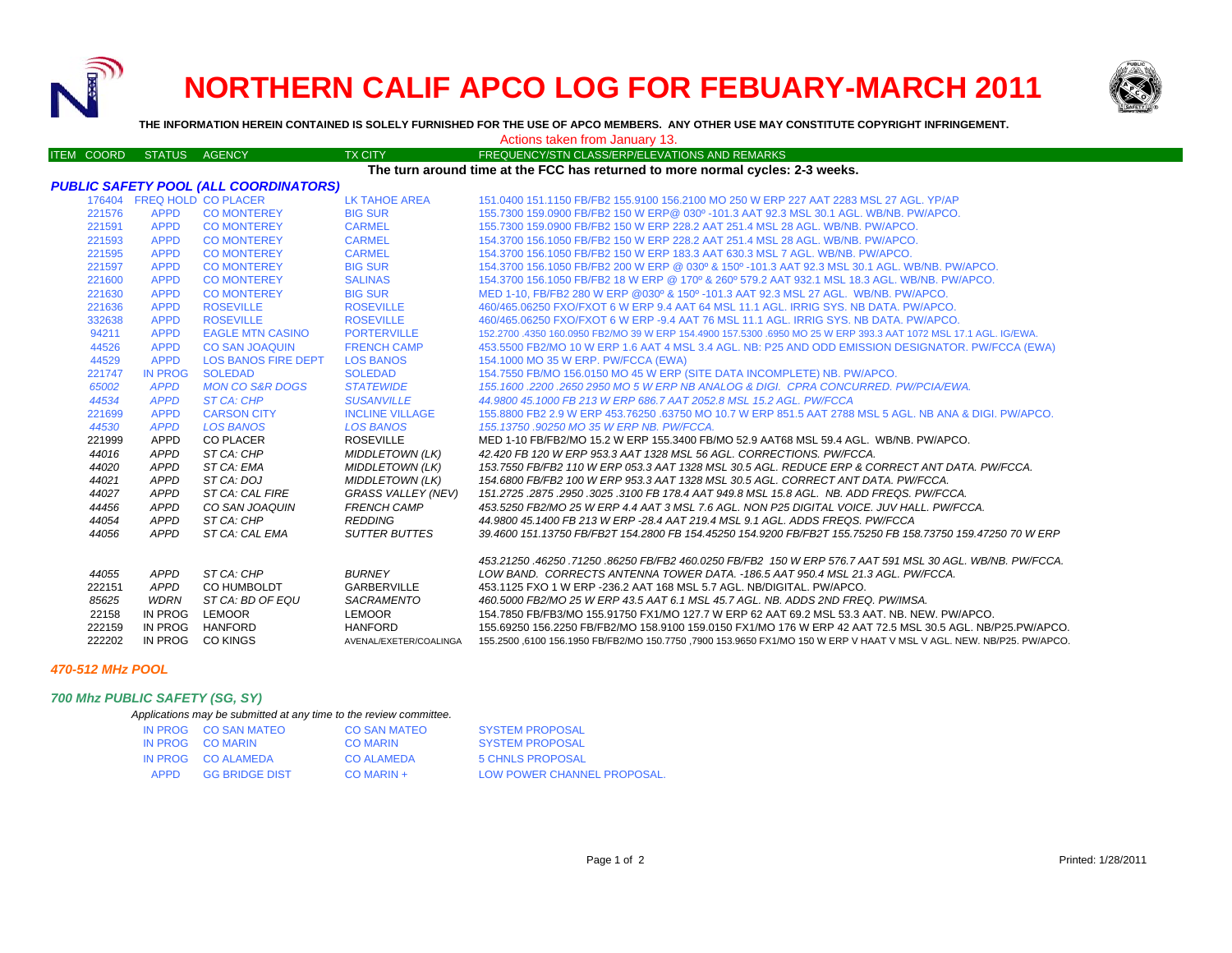# NORTHERN CALIF APCO LOG FOR FEBUARY-MARCH 2011

**THE INFORMATION HEREIN CONTAINED IS SOLELY FURNISHED FOR THE USE OF APCO MEMBERS. ANY OTHER USE MAY CONSTITUTE COPYRIGHT INFRINGEMENT.**

Actions taken from January 13.

| ITEM COORD | STATUS | AGENCY | TX CITY | FREQUENCY/STN CLASS/ERP/ELEVATIONS AND REMARKS |
|---|---|---|---|---|

**The turn around time at the FCC has returned to more normal cycles: 2-3 weeks.**

### *PUBLIC SAFETY POOL (ALL COORDINATORS)*

| ITEM COORD | STATUS | AGENCY | TX CITY | FREQUENCY/STN CLASS/ERP/ELEVATIONS AND REMARKS |
|---|---|---|---|---|
| 176404 | FREQ HOLD | CO PLACER | LK TAHOE AREA | 151.0400 151.1150 FB/FB2 155.9100 156.2100 MO 250 W ERP 227 AAT 2283 MSL 27 AGL. YP/AP |
| 221576 | APPD | CO MONTEREY | BIG SUR | 155.7300 159.0900 FB/FB2 150 W ERP@ 030º -101.3 AAT 92.3 MSL 30.1 AGL. WB/NB. PW/APCO. |
| 221591 | APPD | CO MONTEREY | CARMEL | 155.7300 159.0900 FB/FB2 150 W ERP 228.2 AAT 251.4 MSL 28 AGL. WB/NB. PW/APCO. |
| 221593 | APPD | CO MONTEREY | CARMEL | 154.3700 156.1050 FB/FB2 150 W ERP 228.2 AAT 251.4 MSL 28 AGL. WB/NB. PW/APCO. |
| 221595 | APPD | CO MONTEREY | CARMEL | 154.3700 156.1050 FB/FB2 150 W ERP 183.3 AAT 630.3 MSL 7 AGL. WB/NB. PW/APCO. |
| 221597 | APPD | CO MONTEREY | BIG SUR | 154.3700 156.1050 FB/FB2 200 W ERP @ 030º & 150º -101.3 AAT 92.3 MSL 30.1 AGL. WB/NB. PW/APCO. |
| 221600 | APPD | CO MONTEREY | SALINAS | 154.3700 156.1050 FB/FB2 18 W ERP @ 170º & 260º 579.2 AAT 932.1 MSL 18.3 AGL. WB/NB. PW/APCO. |
| 221630 | APPD | CO MONTEREY | BIG SUR | MED 1-10, FB/FB2 280 W ERP @030º & 150º -101.3 AAT 92.3 MSL 27 AGL. WB/NB. PW/APCO. |
| 221636 | APPD | ROSEVILLE | ROSEVILLE | 460/465.06250 FXO/FXOT 6 W ERP 9.4 AAT 64 MSL 11.1 AGL. IRRIG SYS. NB DATA. PW/APCO. |
| 332638 | APPD | ROSEVILLE | ROSEVILLE | 460/465.06250 FXO/FXOT 6 W ERP -9.4 AAT 76 MSL 11.1 AGL. IRRIG SYS. NB DATA. PW/APCO. |
| 94211 | APPD | EAGLE MTN CASINO | PORTERVILLE | 152.2700 .4350 160.0950 FB2/MO 39 W ERP 154.4900 157.5300 .6950 MO 25 W ERP 393.3 AAT 1072 MSL 17.1 AGL. IG/EWA. |
| 44526 | APPD | CO SAN JOAQUIN | FRENCH CAMP | 453.5500 FB2/MO 10 W ERP 1.6 AAT 4 MSL 3.4 AGL. NB: P25 AND ODD EMISSION DESIGNATOR. PW/FCCA (EWA) |
| 44529 | APPD | LOS BANOS FIRE DEPT | LOS BANOS | 154.1000 MO 35 W ERP. PW/FCCA (EWA) |
| 221747 | IN PROG | SOLEDAD | SOLEDAD | 154.7550 FB/MO 156.0150 MO 45 W ERP (SITE DATA INCOMPLETE) NB. PW/APCO. |
| *65002* | *APPD* | *MON CO S&R DOGS* | *STATEWIDE* | *155.1600 .2200 .2650 2950 MO 5 W ERP NB ANALOG & DIGI. CPRA CONCURRED. PW/PCIA/EWA.* |
| *44534* | *APPD* | *ST CA: CHP* | *SUSANVILLE* | *44.9800 45.1000 FB 213 W ERP 686.7 AAT 2052.8 MSL 15.2 AGL. PW/FCCA* |
| 221699 | APPD | CARSON CITY | INCLINE VILLAGE | 155.8800 FB2 2.9 W ERP 453.76250 .63750 MO 10.7 W ERP 851.5 AAT 2788 MSL 5 AGL. NB ANA & DIGI. PW/APCO. |
| *44530* | *APPD* | *LOS BANOS* | *LOS BANOS* | *155.13750 .90250 MO 35 W ERP NB. PW/FCCA.* |
| 221999 | APPD | CO PLACER | ROSEVILLE | MED 1-10 FB/FB2/MO 15.2 W ERP 155.3400 FB/MO 52.9 AAT68 MSL 59.4 AGL. WB/NB. PW/APCO. |
| *44016* | *APPD* | *ST CA: CHP* | *MIDDLETOWN (LK)* | *42.420 FB 120 W ERP 953.3 AAT 1328 MSL 56 AGL. CORRECTIONS. PW/FCCA.* |
| *44020* | *APPD* | *ST CA: EMA* | *MIDDLETOWN (LK)* | *153.7550 FB/FB2 110 W ERP 053.3 AAT 1328 MSL 30.5 AGL. REDUCE ERP & CORRECT ANT DATA. PW/FCCA.* |
| *44021* | *APPD* | *ST CA: DOJ* | *MIDDLETOWN (LK)* | *154.6800 FB/FB2 100 W ERP 953.3 AAT 1328 MSL 30.5 AGL. CORRECT ANT DATA. PW/FCCA.* |
| *44027* | *APPD* | *ST CA: CAL FIRE* | *GRASS VALLEY (NEV)* | *151.2725 .2875 .2950 .3025 .3100 FB 178.4 AAT 949.8 MSL 15.8 AGL. NB. ADD FREQS. PW/FCCA.* |
| *44456* | *APPD* | *CO SAN JOAQUIN* | *FRENCH CAMP* | *453.5250 FB2/MO 25 W ERP 4.4 AAT 3 MSL 7.6 AGL. NON P25 DIGITAL VOICE. JUV HALL. PW/FCCA.* |
| *44054* | *APPD* | *ST CA: CHP* | *REDDING* | *44.9800 45.1400 FB 213 W ERP -28.4 AAT 219.4 MSL 9.1 AGL. ADDS FREQS. PW/FCCA* |
| *44056* | *APPD* | *ST CA: CAL EMA* | *SUTTER BUTTES* | *39.4600 151.13750 FB/FB2T 154.2800 FB 154.45250 154.9200 FB/FB2T 155.75250 FB 158.73750 159.47250 70 W ERP 453.21250 .46250 .71250 .86250 FB/FB2 460.0250 FB/FB2 150 W ERP 576.7 AAT 591 MSL 30 AGL. WB/NB. PW/FCCA.* |
| *44055* | *APPD* | *ST CA: CHP* | *BURNEY* | *LOW BAND. CORRECTS ANTENNA TOWER DATA. -186.5 AAT 950.4 MSL 21.3 AGL. PW/FCCA.* |
| 222151 | *APPD* | CO HUMBOLDT | GARBERVILLE | 453.1125 FXO 1 W ERP -236.2 AAT 168 MSL 5.7 AGL. NB/DIGITAL. PW/APCO. |
| *85625* | *WDRN* | *ST CA: BD OF EQU* | *SACRAMENTO* | *460.5000 FB2/MO 25 W ERP 43.5 AAT 6.1 MSL 45.7 AGL. NB. ADDS 2ND FREQ. PW/IMSA.* |
| 22158 | IN PROG | LEMOOR | LEMOOR | 154.7850 FB/FB3/MO 155.91750 FX1/MO 127.7 W ERP 62 AAT 69.2 MSL 53.3 AAT. NB. NEW. PW/APCO. |
| 222159 | IN PROG | HANFORD | HANFORD | 155.69250 156.2250 FB/FB2/MO 158.9100 159.0150 FX1/MO 176 W ERP 42 AAT 72.5 MSL 30.5 AGL. NB/P25.PW/APCO. |
| 222202 | IN PROG | CO KINGS | AVENAL/EXETER/COALINGA | 155.2500 ,6100 156.1950 FB/FB2/MO 150.7750 ,7900 153.9650 FX1/MO 150 W ERP V HAAT V MSL V AGL. NEW. NB/P25. PW/APCO. |

### *470-512 MHz POOL*

### *700 Mhz PUBLIC SAFETY (SG, SY)*

*Applications may be submitted at any time to the review committee.*

| STATUS | AGENCY | TX CITY | REMARKS |
|---|---|---|---|
| IN PROG | CO SAN MATEO | CO SAN MATEO | SYSTEM PROPOSAL |
| IN PROG | CO MARIN | CO MARIN | SYSTEM PROPOSAL |
| IN PROG | CO ALAMEDA | CO ALAMEDA | 5 CHNLS PROPOSAL |
| APPD | GG BRIDGE DIST | CO MARIN + | LOW POWER CHANNEL PROPOSAL. |

Printed: 1/28/2011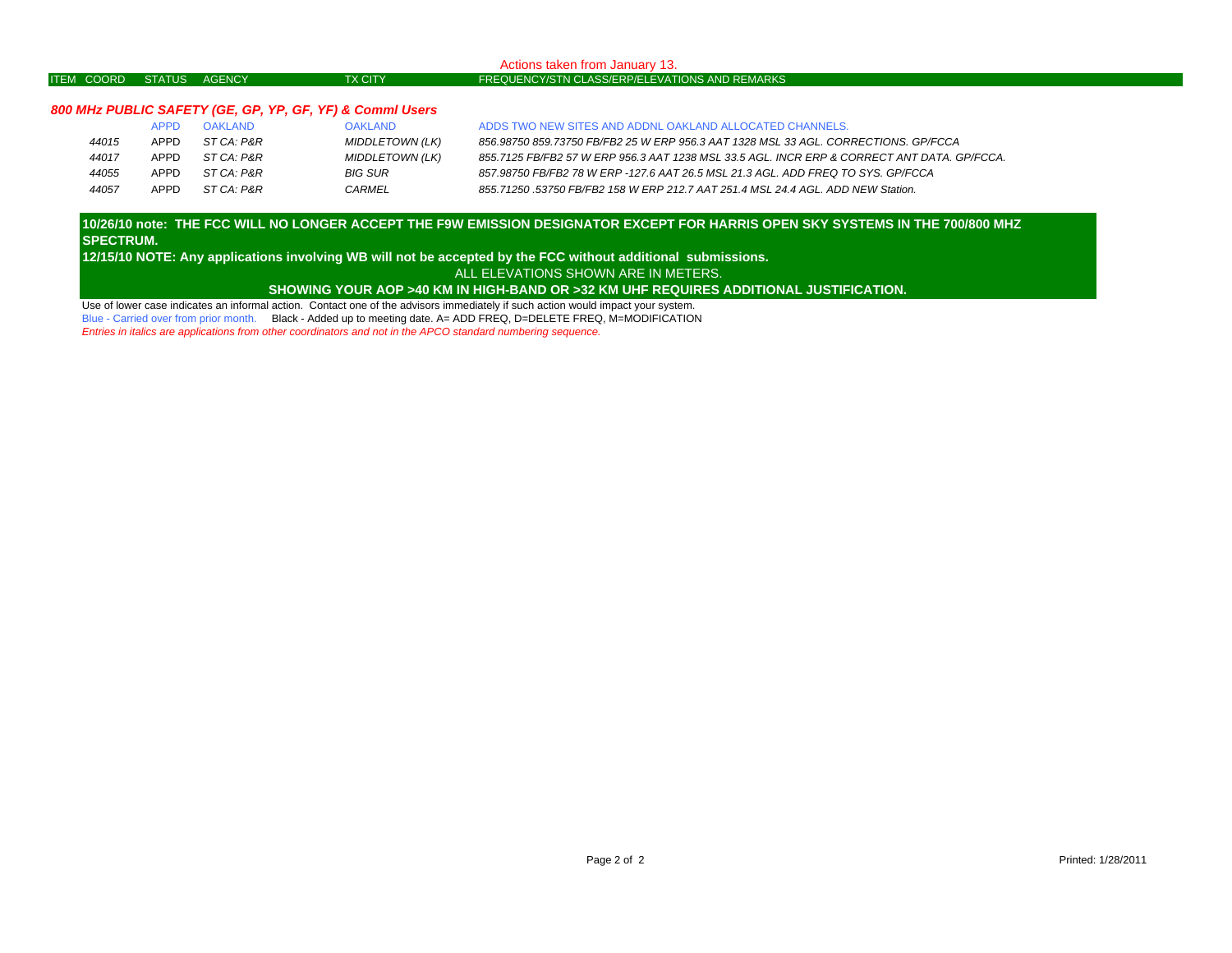Actions taken from January 13.

| ITEM | COORD | STATUS | AGENCY | TX CITY | FREQUENCY/STN CLASS/ERP/ELEVATIONS AND REMARKS |
|---|---|---|---|---|---|
| ***800 MHz PUBLIC SAFETY (GE, GP, YP, GF, YF) & Comml Users*** | | | | | |
| | | APPD | OAKLAND | OAKLAND | ADDS TWO NEW SITES AND ADDNL OAKLAND ALLOCATED CHANNELS. |
| | *44015* | APPD | *ST CA: P&R* | *MIDDLETOWN (LK)* | *856.98750 859.73750 FB/FB2 25 W ERP 956.3 AAT 1328 MSL 33 AGL. CORRECTIONS. GP/FCCA* |
| | *44017* | APPD | *ST CA: P&R* | *MIDDLETOWN (LK)* | *855.7125 FB/FB2 57 W ERP 956.3 AAT 1238 MSL 33.5 AGL. INCR ERP & CORRECT ANT DATA. GP/FCCA.* |
| | *44055* | APPD | *ST CA: P&R* | *BIG SUR* | *857.98750 FB/FB2 78 W ERP -127.6 AAT 26.5 MSL 21.3 AGL. ADD FREQ TO SYS. GP/FCCA* |
| | *44057* | APPD | *ST CA: P&R* | *CARMEL* | *855.71250 .53750 FB/FB2 158 W ERP 212.7 AAT 251.4 MSL 24.4 AGL. ADD NEW Station.* |

**10/26/10 note: THE FCC WILL NO LONGER ACCEPT THE F9W EMISSION DESIGNATOR EXCEPT FOR HARRIS OPEN SKY SYSTEMS IN THE 700/800 MHZ SPECTRUM.**

**12/15/10 NOTE: Any applications involving WB will not be accepted by the FCC without additional submissions.**

ALL ELEVATIONS SHOWN ARE IN METERS.

**SHOWING YOUR AOP >40 KM IN HIGH-BAND OR >32 KM UHF REQUIRES ADDITIONAL JUSTIFICATION.**

Use of lower case indicates an informal action. Contact one of the advisors immediately if such action would impact your system.

Blue - Carried over from prior month. Black - Added up to meeting date. A= ADD FREQ, D=DELETE FREQ, M=MODIFICATION

*Entries in italics are applications from other coordinators and not in the APCO standard numbering sequence.*

Printed: 1/28/2011